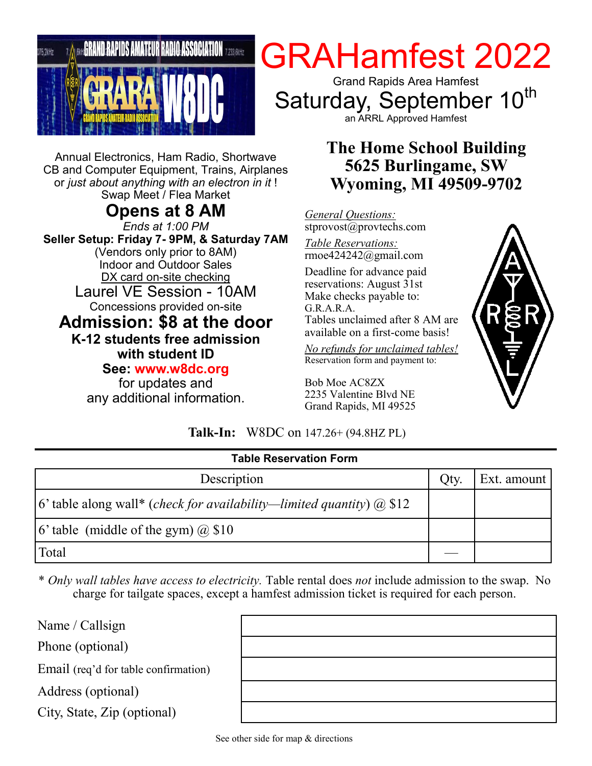# GRAHamfest 2022

Grand Rapids Area Hamfest

## Saturday, September 10th

an ARRL Approved Hamfest

Annual Electronics, Ham Radio, Shortwave CB and Computer Equipment, Trains, Airplanes or *just about anything with an electron in it* !
Swap Meet / Flea Market

## Opens at 8 AM

*Ends at 1:00 PM*

**Seller Setup: Friday 7- 9PM, & Saturday 7AM**
(Vendors only prior to 8AM)
Indoor and Outdoor Sales
DX card on-site checking

Laurel VE Session - 10AM

Concessions provided on-site

## Admission: $8 at the door

**K-12 students free admission with student ID**

**See: www.w8dc.org**
for updates and any additional information.

### The Home School Building
### 5625 Burlingame, SW
### Wyoming, MI 49509-9702

*General Questions:*
stprovost@provtechs.com

*Table Reservations:*
rmoe424242@gmail.com

Deadline for advance paid reservations: August 31st
Make checks payable to: G.R.A.R.A.
Tables unclaimed after 8 AM are available on a first-come basis!

*No refunds for unclaimed tables!*
Reservation form and payment to:

Bob Moe AC8ZX
2235 Valentine Blvd NE
Grand Rapids, MI 49525

**Talk-In:** W8DC on 147.26+ (94.8HZ PL)

---

**Table Reservation Form**

| Description | Qty. | Ext. amount |
|---|---|---|
| 6' table along wall* (*check for availability—limited quantity*) @ $12 | | |
| 6' table (middle of the gym) @ $10 | | |
| Total | — | |

\* *Only wall tables have access to electricity.* Table rental does *not* include admission to the swap. No charge for tailgate spaces, except a hamfest admission ticket is required for each person.

| | |
|---|---|
| Name / Callsign | |
| Phone (optional) | |
| Email (req'd for table confirmation) | |
| Address (optional) | |
| City, State, Zip (optional) | |

See other side for map & directions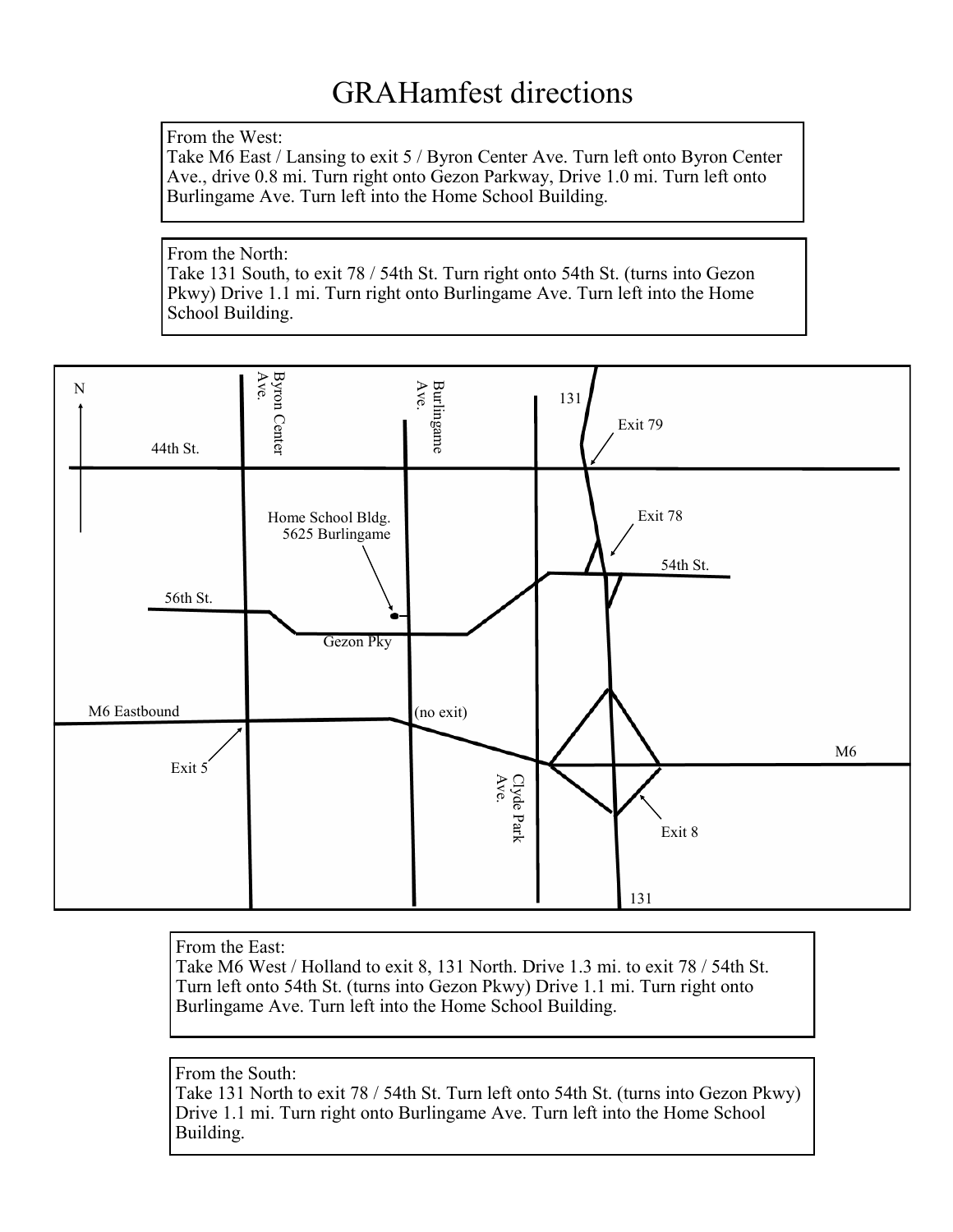# GRAHamfest directions

From the West:
Take M6 East / Lansing to exit 5 / Byron Center Ave. Turn left onto Byron Center Ave., drive 0.8 mi. Turn right onto Gezon Parkway, Drive 1.0 mi. Turn left onto Burlingame Ave. Turn left into the Home School Building.

From the North:
Take 131 South, to exit 78 / 54th St. Turn right onto 54th St. (turns into Gezon Pkwy) Drive 1.1 mi. Turn right onto Burlingame Ave. Turn left into the Home School Building.

N

Byron Center Ave.

Burlingame Ave.

131

Exit 79

44th St.

Home School Bldg.
5625 Burlingame

Exit 78

54th St.

56th St.

Gezon Pky

M6 Eastbound

(no exit)

M6

Exit 5

Clyde Park Ave.

Exit 8

131

From the East:
Take M6 West / Holland to exit 8, 131 North. Drive 1.3 mi. to exit 78 / 54th St. Turn left onto 54th St. (turns into Gezon Pkwy) Drive 1.1 mi. Turn right onto Burlingame Ave. Turn left into the Home School Building.

From the South:
Take 131 North to exit 78 / 54th St. Turn left onto 54th St. (turns into Gezon Pkwy) Drive 1.1 mi. Turn right onto Burlingame Ave. Turn left into the Home School Building.